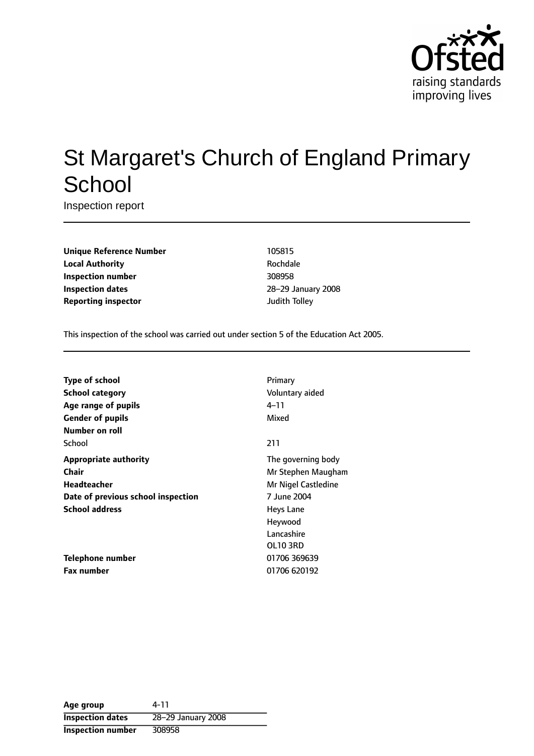# St Margaret's Church of England Primary School

Inspection report

| | |
|---|---|
| **Unique Reference Number** | 105815 |
| **Local Authority** | Rochdale |
| **Inspection number** | 308958 |
| **Inspection dates** | 28–29 January 2008 |
| **Reporting inspector** | Judith Tolley |

This inspection of the school was carried out under section 5 of the Education Act 2005.

| | |
|---|---|
| **Type of school** | Primary |
| **School category** | Voluntary aided |
| **Age range of pupils** | 4–11 |
| **Gender of pupils** | Mixed |
| **Number on roll** | |
| School | 211 |
| **Appropriate authority** | The governing body |
| **Chair** | Mr Stephen Maugham |
| **Headteacher** | Mr Nigel Castledine |
| **Date of previous school inspection** | 7 June 2004 |
| **School address** | Heys Lane<br>Heywood<br>Lancashire<br>OL10 3RD |
| **Telephone number** | 01706 369639 |
| **Fax number** | 01706 620192 |

| | |
|---|---|
| **Age group** | 4-11 |
| **Inspection dates** | 28–29 January 2008 |
| **Inspection number** | 308958 |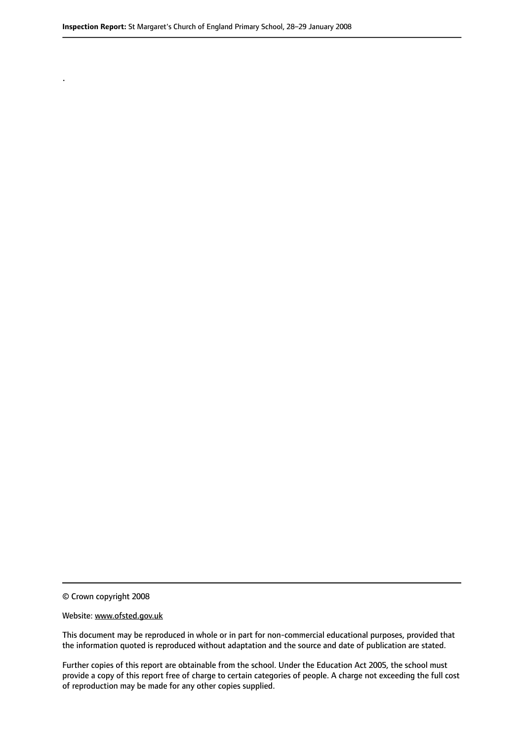.

© Crown copyright 2008

Website: www.ofsted.gov.uk

This document may be reproduced in whole or in part for non-commercial educational purposes, provided that the information quoted is reproduced without adaptation and the source and date of publication are stated.

Further copies of this report are obtainable from the school. Under the Education Act 2005, the school must provide a copy of this report free of charge to certain categories of people. A charge not exceeding the full cost of reproduction may be made for any other copies supplied.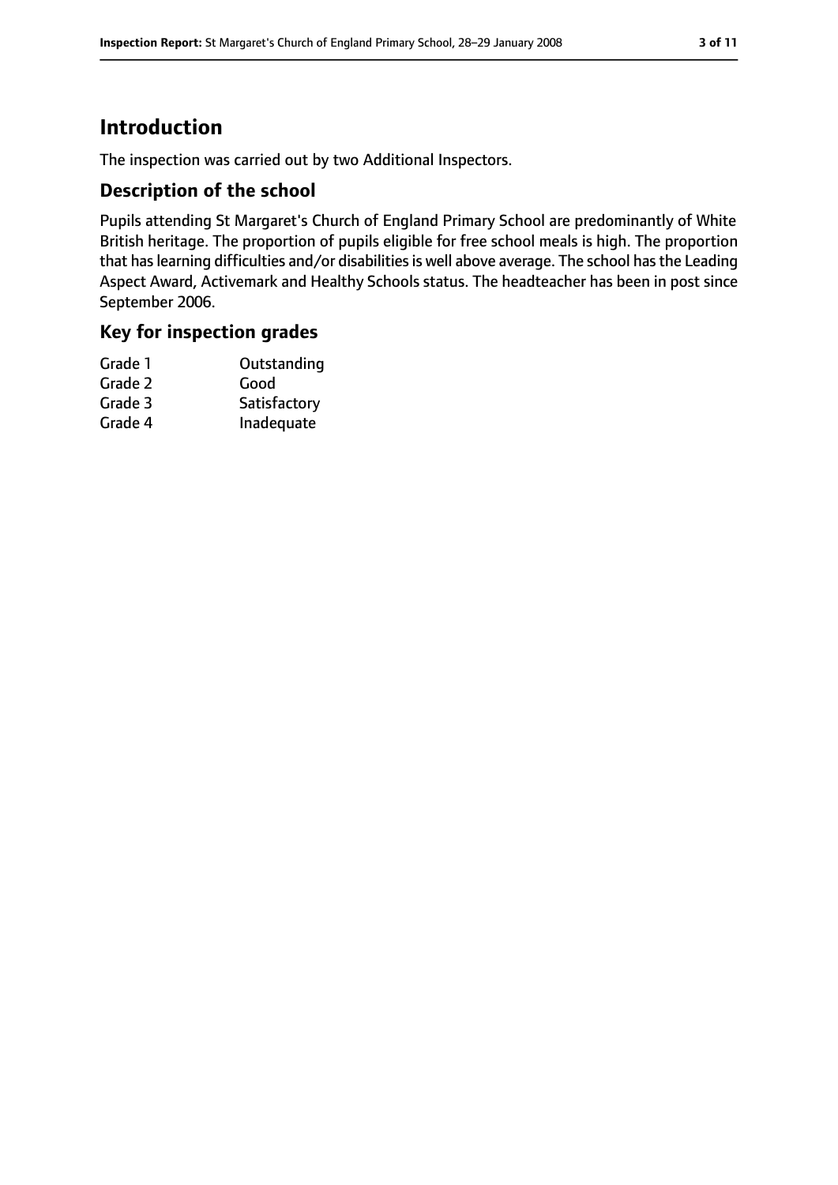# Introduction

The inspection was carried out by two Additional Inspectors.

## Description of the school

Pupils attending St Margaret's Church of England Primary School are predominantly of White British heritage. The proportion of pupils eligible for free school meals is high. The proportion that has learning difficulties and/or disabilities is well above average. The school has the Leading Aspect Award, Activemark and Healthy Schools status. The headteacher has been in post since September 2006.

## Key for inspection grades

| | |
|---|---|
| Grade 1 | Outstanding |
| Grade 2 | Good |
| Grade 3 | Satisfactory |
| Grade 4 | Inadequate |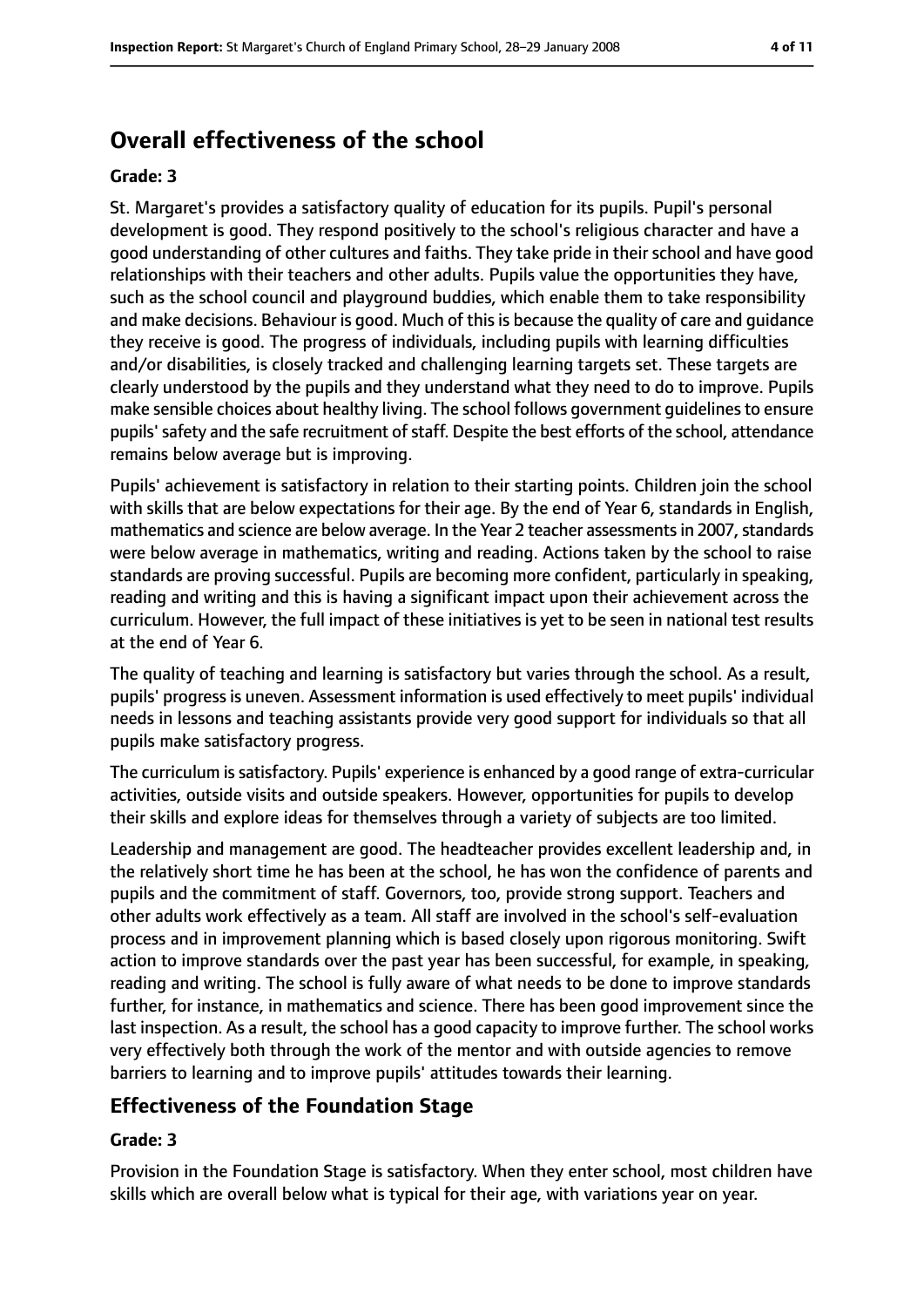## Overall effectiveness of the school

### Grade: 3

St. Margaret's provides a satisfactory quality of education for its pupils. Pupil's personal development is good. They respond positively to the school's religious character and have a good understanding of other cultures and faiths. They take pride in their school and have good relationships with their teachers and other adults. Pupils value the opportunities they have, such as the school council and playground buddies, which enable them to take responsibility and make decisions. Behaviour is good. Much of this is because the quality of care and guidance they receive is good. The progress of individuals, including pupils with learning difficulties and/or disabilities, is closely tracked and challenging learning targets set. These targets are clearly understood by the pupils and they understand what they need to do to improve. Pupils make sensible choices about healthy living. The school follows government guidelines to ensure pupils' safety and the safe recruitment of staff. Despite the best efforts of the school, attendance remains below average but is improving.

Pupils' achievement is satisfactory in relation to their starting points. Children join the school with skills that are below expectations for their age. By the end of Year 6, standards in English, mathematics and science are below average. In the Year 2 teacher assessments in 2007, standards were below average in mathematics, writing and reading. Actions taken by the school to raise standards are proving successful. Pupils are becoming more confident, particularly in speaking, reading and writing and this is having a significant impact upon their achievement across the curriculum. However, the full impact of these initiatives is yet to be seen in national test results at the end of Year 6.

The quality of teaching and learning is satisfactory but varies through the school. As a result, pupils' progress is uneven. Assessment information is used effectively to meet pupils' individual needs in lessons and teaching assistants provide very good support for individuals so that all pupils make satisfactory progress.

The curriculum is satisfactory. Pupils' experience is enhanced by a good range of extra-curricular activities, outside visits and outside speakers. However, opportunities for pupils to develop their skills and explore ideas for themselves through a variety of subjects are too limited.

Leadership and management are good. The headteacher provides excellent leadership and, in the relatively short time he has been at the school, he has won the confidence of parents and pupils and the commitment of staff. Governors, too, provide strong support. Teachers and other adults work effectively as a team. All staff are involved in the school's self-evaluation process and in improvement planning which is based closely upon rigorous monitoring. Swift action to improve standards over the past year has been successful, for example, in speaking, reading and writing. The school is fully aware of what needs to be done to improve standards further, for instance, in mathematics and science. There has been good improvement since the last inspection. As a result, the school has a good capacity to improve further. The school works very effectively both through the work of the mentor and with outside agencies to remove barriers to learning and to improve pupils' attitudes towards their learning.

## Effectiveness of the Foundation Stage

### Grade: 3

Provision in the Foundation Stage is satisfactory. When they enter school, most children have skills which are overall below what is typical for their age, with variations year on year.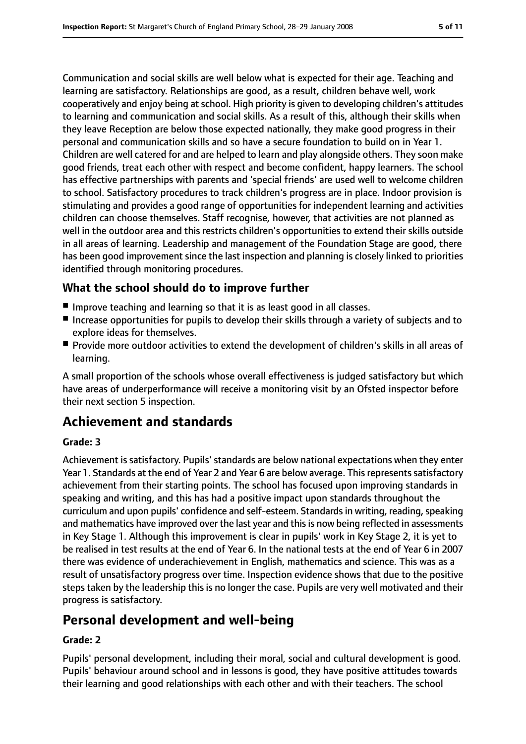Communication and social skills are well below what is expected for their age. Teaching and learning are satisfactory. Relationships are good, as a result, children behave well, work cooperatively and enjoy being at school. High priority is given to developing children's attitudes to learning and communication and social skills. As a result of this, although their skills when they leave Reception are below those expected nationally, they make good progress in their personal and communication skills and so have a secure foundation to build on in Year 1. Children are well catered for and are helped to learn and play alongside others. They soon make good friends, treat each other with respect and become confident, happy learners. The school has effective partnerships with parents and 'special friends' are used well to welcome children to school. Satisfactory procedures to track children's progress are in place. Indoor provision is stimulating and provides a good range of opportunities for independent learning and activities children can choose themselves. Staff recognise, however, that activities are not planned as well in the outdoor area and this restricts children's opportunities to extend their skills outside in all areas of learning. Leadership and management of the Foundation Stage are good, there has been good improvement since the last inspection and planning is closely linked to priorities identified through monitoring procedures.

### What the school should do to improve further

- Improve teaching and learning so that it is as least good in all classes.
- Increase opportunities for pupils to develop their skills through a variety of subjects and to explore ideas for themselves.
- Provide more outdoor activities to extend the development of children's skills in all areas of learning.

A small proportion of the schools whose overall effectiveness is judged satisfactory but which have areas of underperformance will receive a monitoring visit by an Ofsted inspector before their next section 5 inspection.

## Achievement and standards

#### Grade: 3

Achievement is satisfactory. Pupils' standards are below national expectations when they enter Year 1. Standards at the end of Year 2 and Year 6 are below average. This represents satisfactory achievement from their starting points. The school has focused upon improving standards in speaking and writing, and this has had a positive impact upon standards throughout the curriculum and upon pupils' confidence and self-esteem. Standards in writing, reading, speaking and mathematics have improved over the last year and this is now being reflected in assessments in Key Stage 1. Although this improvement is clear in pupils' work in Key Stage 2, it is yet to be realised in test results at the end of Year 6. In the national tests at the end of Year 6 in 2007 there was evidence of underachievement in English, mathematics and science. This was as a result of unsatisfactory progress over time. Inspection evidence shows that due to the positive steps taken by the leadership this is no longer the case. Pupils are very well motivated and their progress is satisfactory.

## Personal development and well-being

#### Grade: 2

Pupils' personal development, including their moral, social and cultural development is good. Pupils' behaviour around school and in lessons is good, they have positive attitudes towards their learning and good relationships with each other and with their teachers. The school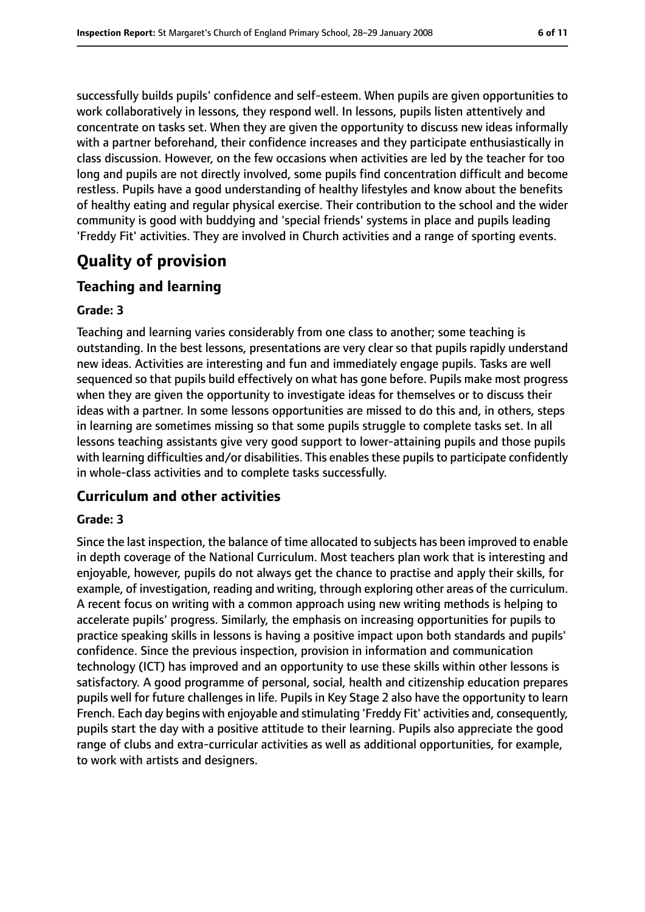successfully builds pupils' confidence and self-esteem. When pupils are given opportunities to work collaboratively in lessons, they respond well. In lessons, pupils listen attentively and concentrate on tasks set. When they are given the opportunity to discuss new ideas informally with a partner beforehand, their confidence increases and they participate enthusiastically in class discussion. However, on the few occasions when activities are led by the teacher for too long and pupils are not directly involved, some pupils find concentration difficult and become restless. Pupils have a good understanding of healthy lifestyles and know about the benefits of healthy eating and regular physical exercise. Their contribution to the school and the wider community is good with buddying and 'special friends' systems in place and pupils leading 'Freddy Fit' activities. They are involved in Church activities and a range of sporting events.

# Quality of provision

## Teaching and learning

**Grade: 3**

Teaching and learning varies considerably from one class to another; some teaching is outstanding. In the best lessons, presentations are very clear so that pupils rapidly understand new ideas. Activities are interesting and fun and immediately engage pupils. Tasks are well sequenced so that pupils build effectively on what has gone before. Pupils make most progress when they are given the opportunity to investigate ideas for themselves or to discuss their ideas with a partner. In some lessons opportunities are missed to do this and, in others, steps in learning are sometimes missing so that some pupils struggle to complete tasks set. In all lessons teaching assistants give very good support to lower-attaining pupils and those pupils with learning difficulties and/or disabilities. This enables these pupils to participate confidently in whole-class activities and to complete tasks successfully.

## Curriculum and other activities

**Grade: 3**

Since the last inspection, the balance of time allocated to subjects has been improved to enable in depth coverage of the National Curriculum. Most teachers plan work that is interesting and enjoyable, however, pupils do not always get the chance to practise and apply their skills, for example, of investigation, reading and writing, through exploring other areas of the curriculum. A recent focus on writing with a common approach using new writing methods is helping to accelerate pupils' progress. Similarly, the emphasis on increasing opportunities for pupils to practice speaking skills in lessons is having a positive impact upon both standards and pupils' confidence. Since the previous inspection, provision in information and communication technology (ICT) has improved and an opportunity to use these skills within other lessons is satisfactory. A good programme of personal, social, health and citizenship education prepares pupils well for future challenges in life. Pupils in Key Stage 2 also have the opportunity to learn French. Each day begins with enjoyable and stimulating 'Freddy Fit' activities and, consequently, pupils start the day with a positive attitude to their learning. Pupils also appreciate the good range of clubs and extra-curricular activities as well as additional opportunities, for example, to work with artists and designers.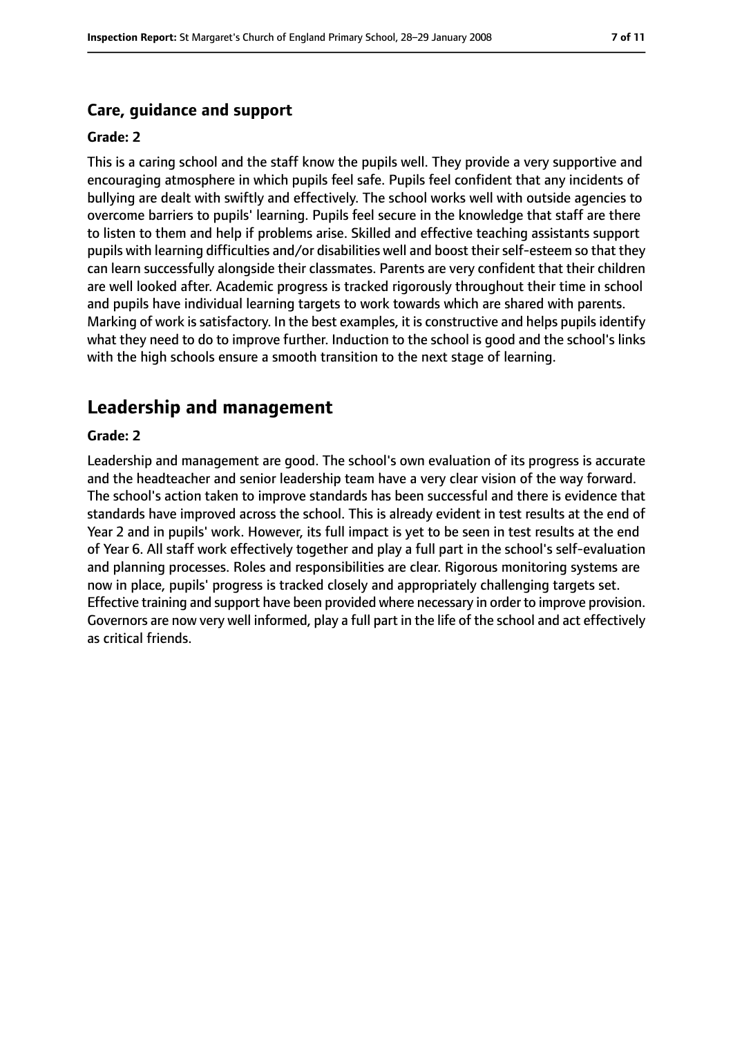### Care, guidance and support

#### Grade: 2

This is a caring school and the staff know the pupils well. They provide a very supportive and encouraging atmosphere in which pupils feel safe. Pupils feel confident that any incidents of bullying are dealt with swiftly and effectively. The school works well with outside agencies to overcome barriers to pupils' learning. Pupils feel secure in the knowledge that staff are there to listen to them and help if problems arise. Skilled and effective teaching assistants support pupils with learning difficulties and/or disabilities well and boost their self-esteem so that they can learn successfully alongside their classmates. Parents are very confident that their children are well looked after. Academic progress is tracked rigorously throughout their time in school and pupils have individual learning targets to work towards which are shared with parents. Marking of work is satisfactory. In the best examples, it is constructive and helps pupils identify what they need to do to improve further. Induction to the school is good and the school's links with the high schools ensure a smooth transition to the next stage of learning.

## Leadership and management

#### Grade: 2

Leadership and management are good. The school's own evaluation of its progress is accurate and the headteacher and senior leadership team have a very clear vision of the way forward. The school's action taken to improve standards has been successful and there is evidence that standards have improved across the school. This is already evident in test results at the end of Year 2 and in pupils' work. However, its full impact is yet to be seen in test results at the end of Year 6. All staff work effectively together and play a full part in the school's self-evaluation and planning processes. Roles and responsibilities are clear. Rigorous monitoring systems are now in place, pupils' progress is tracked closely and appropriately challenging targets set. Effective training and support have been provided where necessary in order to improve provision. Governors are now very well informed, play a full part in the life of the school and act effectively as critical friends.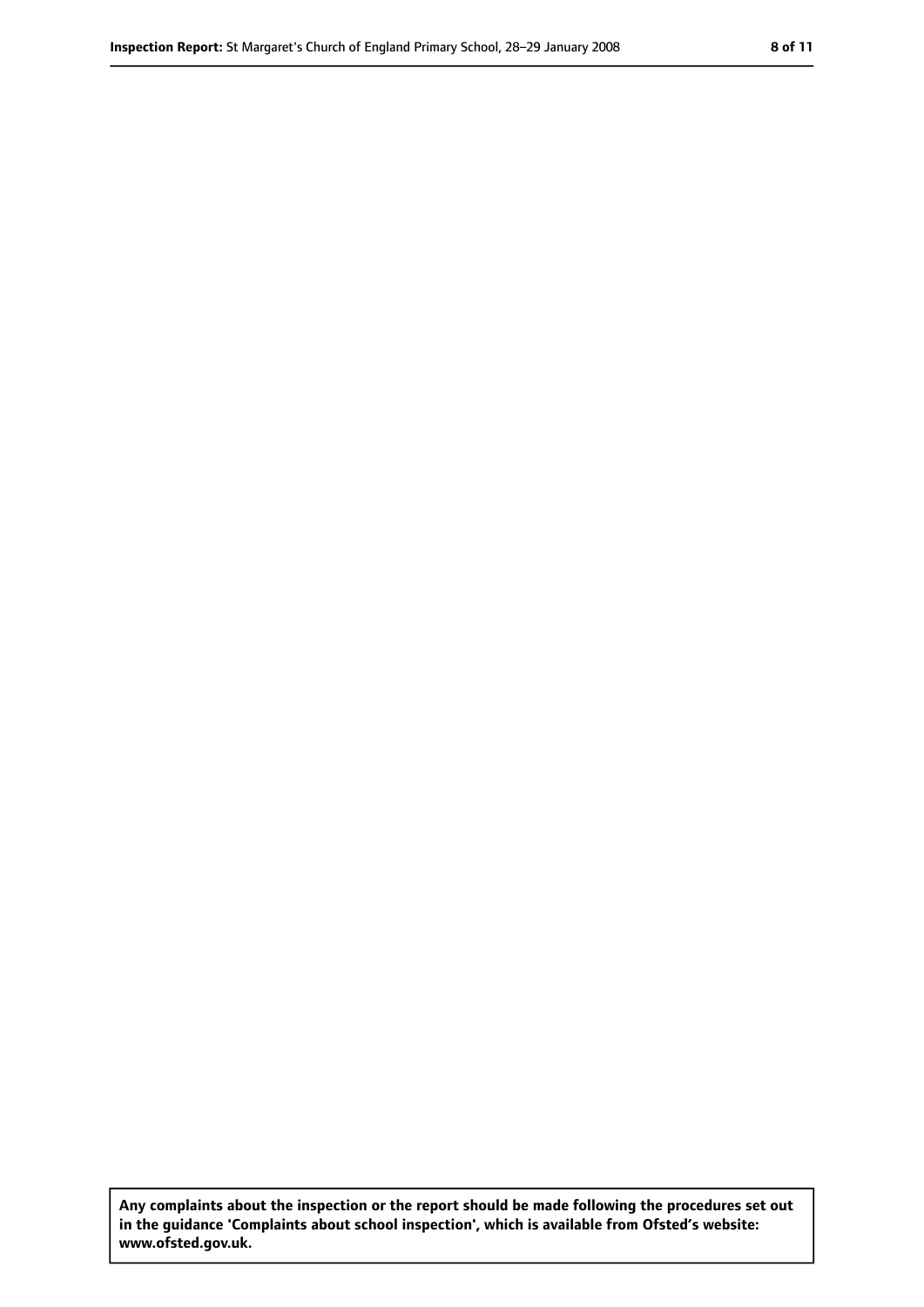**Any complaints about the inspection or the report should be made following the procedures set out in the guidance 'Complaints about school inspection', which is available from Ofsted's website: www.ofsted.gov.uk.**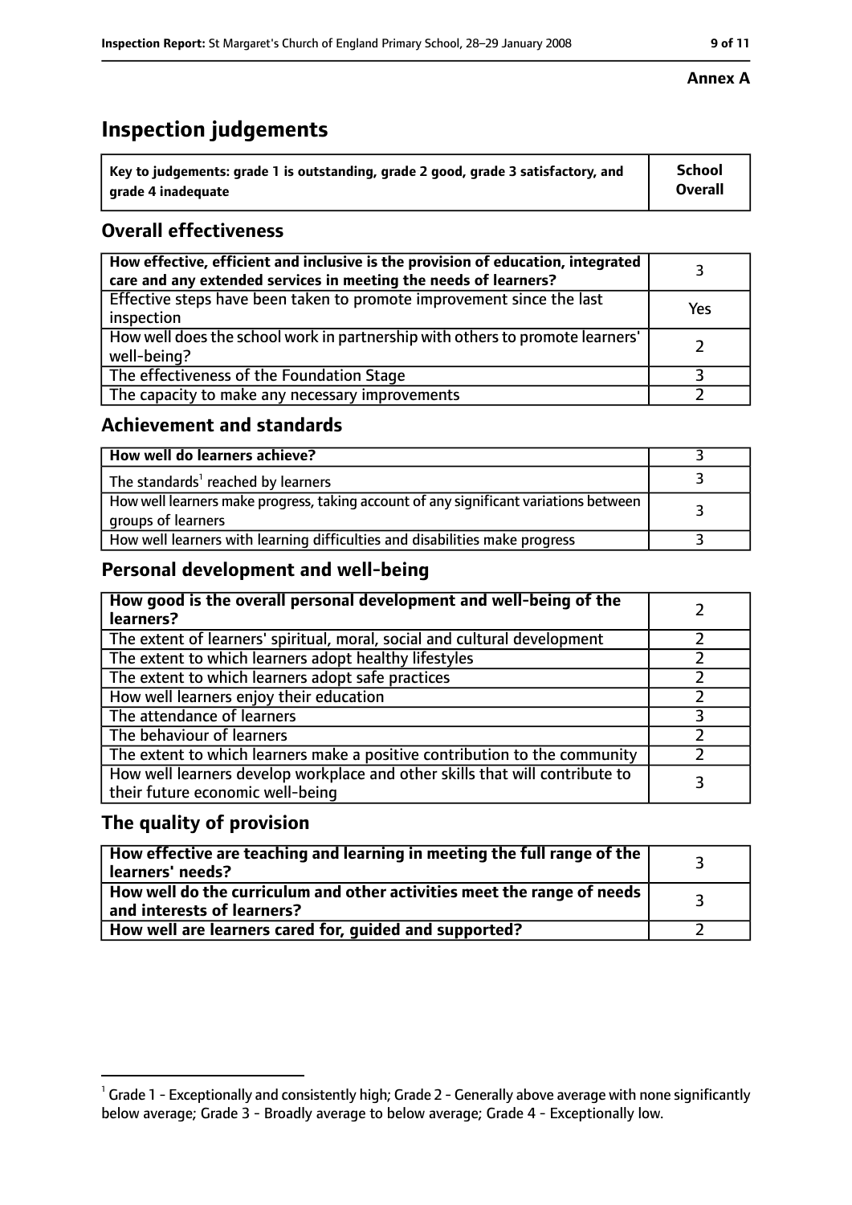**Annex A**

# Inspection judgements

| Key to judgements: grade 1 is outstanding, grade 2 good, grade 3 satisfactory, and grade 4 inadequate | School Overall |
|---|---|

## Overall effectiveness

| | |
|---|---|
| How effective, efficient and inclusive is the provision of education, integrated care and any extended services in meeting the needs of learners? | 3 |
| Effective steps have been taken to promote improvement since the last inspection | Yes |
| How well does the school work in partnership with others to promote learners' well-being? | 2 |
| The effectiveness of the Foundation Stage | 3 |
| The capacity to make any necessary improvements | 2 |

## Achievement and standards

| | |
|---|---|
| How well do learners achieve? | 3 |
| The standards[1] reached by learners | 3 |
| How well learners make progress, taking account of any significant variations between groups of learners | 3 |
| How well learners with learning difficulties and disabilities make progress | 3 |

## Personal development and well-being

| | |
|---|---|
| How good is the overall personal development and well-being of the learners? | 2 |
| The extent of learners' spiritual, moral, social and cultural development | 2 |
| The extent to which learners adopt healthy lifestyles | 2 |
| The extent to which learners adopt safe practices | 2 |
| How well learners enjoy their education | 2 |
| The attendance of learners | 3 |
| The behaviour of learners | 2 |
| The extent to which learners make a positive contribution to the community | 2 |
| How well learners develop workplace and other skills that will contribute to their future economic well-being | 3 |

## The quality of provision

| | |
|---|---|
| How effective are teaching and learning in meeting the full range of the learners' needs? | 3 |
| How well do the curriculum and other activities meet the range of needs and interests of learners? | 3 |
| How well are learners cared for, guided and supported? | 2 |

[1] Grade 1 - Exceptionally and consistently high; Grade 2 - Generally above average with none significantly below average; Grade 3 - Broadly average to below average; Grade 4 - Exceptionally low.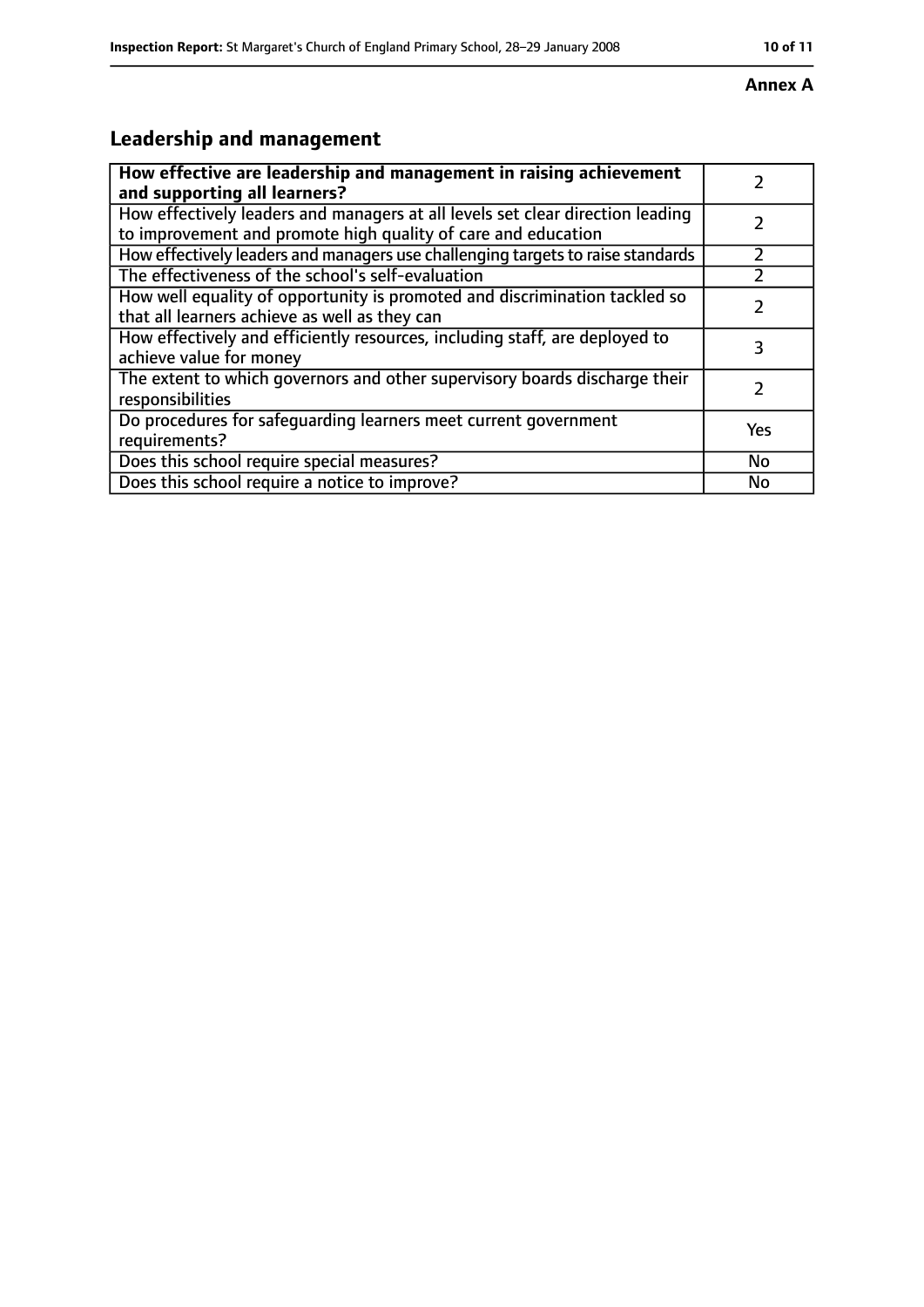**Annex A**

## Leadership and management

| How effective are leadership and management in raising achievement and supporting all learners? | 2 |
| --- | --- |
| How effectively leaders and managers at all levels set clear direction leading to improvement and promote high quality of care and education | 2 |
| How effectively leaders and managers use challenging targets to raise standards | 2 |
| The effectiveness of the school's self-evaluation | 2 |
| How well equality of opportunity is promoted and discrimination tackled so that all learners achieve as well as they can | 2 |
| How effectively and efficiently resources, including staff, are deployed to achieve value for money | 3 |
| The extent to which governors and other supervisory boards discharge their responsibilities | 2 |
| Do procedures for safeguarding learners meet current government requirements? | Yes |
| Does this school require special measures? | No |
| Does this school require a notice to improve? | No |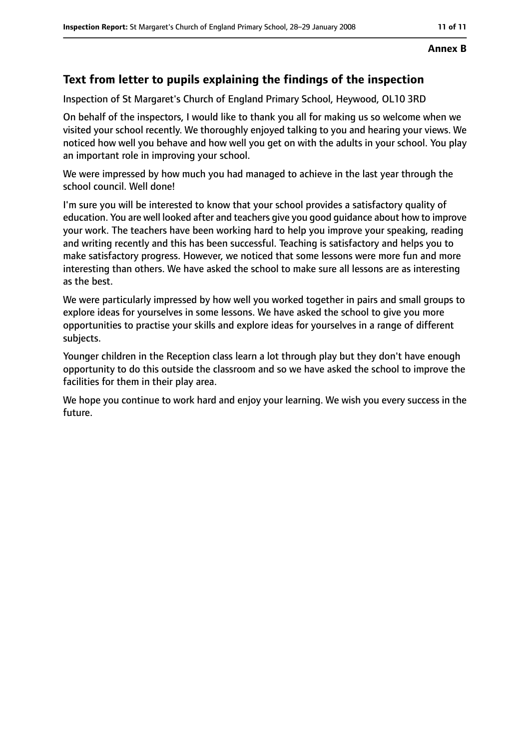**Annex B**

## Text from letter to pupils explaining the findings of the inspection

Inspection of St Margaret's Church of England Primary School, Heywood, OL10 3RD

On behalf of the inspectors, I would like to thank you all for making us so welcome when we visited your school recently. We thoroughly enjoyed talking to you and hearing your views. We noticed how well you behave and how well you get on with the adults in your school. You play an important role in improving your school.

We were impressed by how much you had managed to achieve in the last year through the school council. Well done!

I'm sure you will be interested to know that your school provides a satisfactory quality of education. You are well looked after and teachers give you good guidance about how to improve your work. The teachers have been working hard to help you improve your speaking, reading and writing recently and this has been successful. Teaching is satisfactory and helps you to make satisfactory progress. However, we noticed that some lessons were more fun and more interesting than others. We have asked the school to make sure all lessons are as interesting as the best.

We were particularly impressed by how well you worked together in pairs and small groups to explore ideas for yourselves in some lessons. We have asked the school to give you more opportunities to practise your skills and explore ideas for yourselves in a range of different subjects.

Younger children in the Reception class learn a lot through play but they don't have enough opportunity to do this outside the classroom and so we have asked the school to improve the facilities for them in their play area.

We hope you continue to work hard and enjoy your learning. We wish you every success in the future.